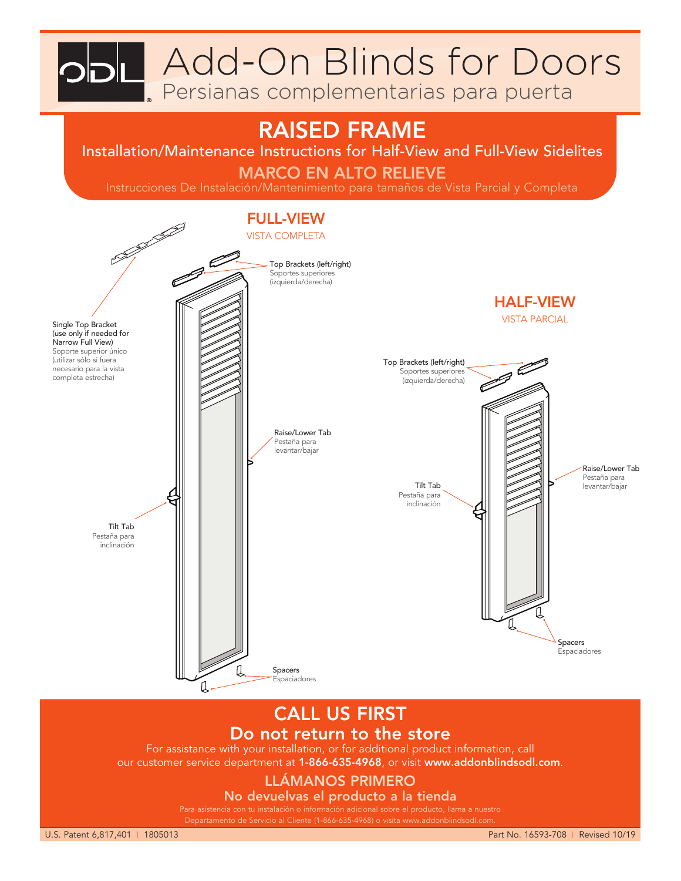# Add-On Blinds for Doors

Persianas complementarias para puerta

## RAISED FRAME

Installation/Maintenance Instructions for Half-View and Full-View Sidelites

## MARCO EN ALTO RELIEVE

Instrucciones De Instalación/Mantenimiento para tamaños de Vista Parcial y Completa

### FULL-VIEW

VISTA COMPLETA

Top Brackets (left/right)
Soportes superiores (izquierda/derecha)

Single Top Bracket (use only if needed for Narrow Full View)
Soporte superior único (utilizar sólo si fuera necesario para la vista completa estrecha)

Raise/Lower Tab
Pestaña para levantar/bajar

Tilt Tab
Pestaña para inclinación

Spacers
Espaciadores

### HALF-VIEW

VISTA PARCIAL

Top Brackets (left/right)
Soportes superiores (izquierda/derecha)

Raise/Lower Tab
Pestaña para levantar/bajar

Tilt Tab
Pestaña para inclinación

Spacers
Espaciadores

## CALL US FIRST

### Do not return to the store

For assistance with your installation, or for additional product information, call our customer service department at **1-866-635-4968**, or visit **www.addonblindsodl.com**.

## LLÁMANOS PRIMERO

### No devuelvas el producto a la tienda

Para asistencia con tu instalación o información adicional sobre el producto, llama a nuestro Departamento de Servicio al Cliente (1-866-635-4968) o visita www.addonblindsodl.com.

U.S. Patent 6,817,401 | 1805013 Part No. 16593-708 | Revised 10/19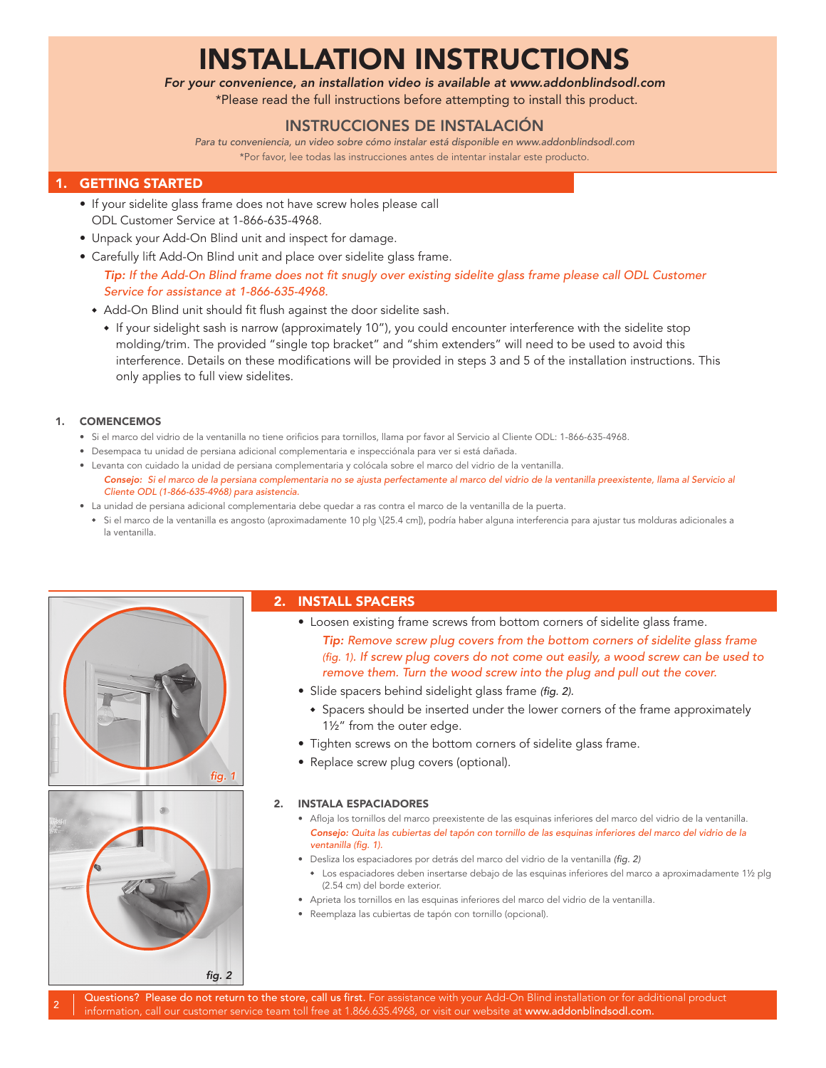# INSTALLATION INSTRUCTIONS

*For your convenience, an installation video is available at www.addonblindsodl.com*

*Please read the full instructions before attempting to install this product.

## INSTRUCCIONES DE INSTALACIÓN

*Para tu conveniencia, un video sobre cómo instalar está disponible en www.addonblindsodl.com*

*Por favor, lee todas las instrucciones antes de intentar instalar este producto.

## 1. GETTING STARTED

- If your sidelite glass frame does not have screw holes please call ODL Customer Service at 1-866-635-4968.
- Unpack your Add-On Blind unit and inspect for damage.
- Carefully lift Add-On Blind unit and place over sidelite glass frame.

  ***Tip:** If the Add-On Blind frame does not fit snugly over existing sidelite glass frame please call ODL Customer Service for assistance at 1-866-635-4968.*

  - Add-On Blind unit should fit flush against the door sidelite sash.
    - If your sidelight sash is narrow (approximately 10"), you could encounter interference with the sidelite stop molding/trim. The provided "single top bracket" and "shim extenders" will need to be used to avoid this interference. Details on these modifications will be provided in steps 3 and 5 of the installation instructions. This only applies to full view sidelites.

### 1. COMENCEMOS

- Si el marco del vidrio de la ventanilla no tiene orificios para tornillos, llama por favor al Servicio al Cliente ODL: 1-866-635-4968.
- Desempaca tu unidad de persiana adicional complementaria e inspecciónala para ver si está dañada.
- Levanta con cuidado la unidad de persiana complementaria y colócala sobre el marco del vidrio de la ventanilla.

  ***Consejo:** Si el marco de la persiana complementaria no se ajusta perfectamente al marco del vidrio de la ventanilla preexistente, llama al Servicio al Cliente ODL (1-866-635-4968) para asistencia.*
- La unidad de persiana adicional complementaria debe quedar a ras contra el marco de la ventanilla de la puerta.
  - Si el marco de la ventanilla es angosto (aproximadamente 10 plg \[25.4 cm]), podría haber alguna interferencia para ajustar tus molduras adicionales a la ventanilla.

## 2. INSTALL SPACERS

- Loosen existing frame screws from bottom corners of sidelite glass frame.

  ***Tip:** Remove screw plug covers from the bottom corners of sidelite glass frame (fig. 1). If screw plug covers do not come out easily, a wood screw can be used to remove them. Turn the wood screw into the plug and pull out the cover.*
- Slide spacers behind sidelight glass frame *(fig. 2)*.
  - Spacers should be inserted under the lower corners of the frame approximately 1½" from the outer edge.
- Tighten screws on the bottom corners of sidelite glass frame.
- Replace screw plug covers (optional).

*fig. 1*

*fig. 2*

### 2. INSTALA ESPACIADORES

- Afloja los tornillos del marco preexistente de las esquinas inferiores del marco del vidrio de la ventanilla.

  ***Consejo:** Quita las cubiertas del tapón con tornillo de las esquinas inferiores del marco del vidrio de la ventanilla (fig. 1).*
- Desliza los espaciadores por detrás del marco del vidrio de la ventanilla *(fig. 2)*
  - Los espaciadores deben insertarse debajo de las esquinas inferiores del marco a aproximadamente 1½ plg (2.54 cm) del borde exterior.
- Aprieta los tornillos en las esquinas inferiores del marco del vidrio de la ventanilla.
- Reemplaza las cubiertas de tapón con tornillo (opcional).

**Questions? Please do not return to the store, call us first.** For assistance with your Add-On Blind installation or for additional product information, call our customer service team toll free at 1.866.635.4968, or visit our website at **www.addonblindsodl.com.**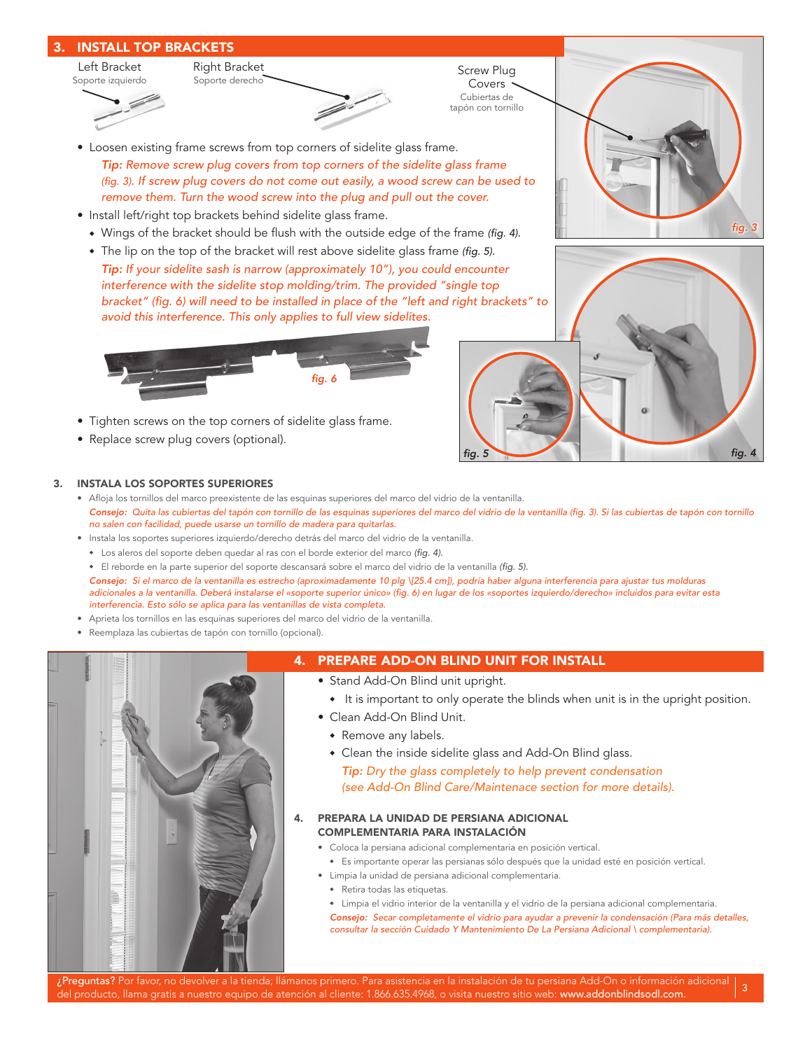## 3. INSTALL TOP BRACKETS

Left Bracket
Soporte izquierdo

Right Bracket
Soporte derecho

Screw Plug Covers
Cubiertas de tapón con tornillo

- Loosen existing frame screws from top corners of sidelite glass frame.

  *Tip: Remove screw plug covers from top corners of the sidelite glass frame (fig. 3). If screw plug covers do not come out easily, a wood screw can be used to remove them. Turn the wood screw into the plug and pull out the cover.*
- Install left/right top brackets behind sidelite glass frame.
  - Wings of the bracket should be flush with the outside edge of the frame *(fig. 4)*.
  - The lip on the top of the bracket will rest above sidelite glass frame *(fig. 5)*.

  *Tip: If your sidelite sash is narrow (approximately 10"), you could encounter interference with the sidelite stop molding/trim. The provided "single top bracket" (fig. 6) will need to be installed in place of the "left and right brackets" to avoid this interference. This only applies to full view sidelites.*

*fig. 6*

- Tighten screws on the top corners of sidelite glass frame.
- Replace screw plug covers (optional).

*fig. 3*

*fig. 5*

*fig. 4*

### 3. INSTALA LOS SOPORTES SUPERIORES

- Afloja los tornillos del marco preexistente de las esquinas superiores del marco del vidrio de la ventanilla.

  ***Consejo:*** *Quita las cubiertas del tapón con tornillo de las esquinas superiores del marco del vidrio de la ventanilla (fig. 3). Si las cubiertas de tapón con tornillo no salen con facilidad, puede usarse un tornillo de madera para quitarlas.*
- Instala los soportes superiores izquierdo/derecho detrás del marco del vidrio de la ventanilla.
  - Los aleros del soporte deben quedar al ras con el borde exterior del marco *(fig. 4)*.
  - El reborde en la parte superior del soporte descansará sobre el marco del vidrio de la ventanilla *(fig. 5)*.

  ***Consejo:*** *Si el marco de la ventanilla es estrecho (aproximadamente 10 plg \[25.4 cm]), podría haber alguna interferencia para ajustar tus molduras adicionales a la ventanilla. Deberá instalarse el «soporte superior único» (fig. 6) en lugar de los «soportes izquierdo/derecho» incluidos para evitar esta interferencia. Esto sólo se aplica para las ventanillas de vista completa.*
- Aprieta los tornillos en las esquinas superiores del marco del vidrio de la ventanilla.
- Reemplaza las cubiertas de tapón con tornillo (opcional).

## 4. PREPARE ADD-ON BLIND UNIT FOR INSTALL

- Stand Add-On Blind unit upright.
  - It is important to only operate the blinds when unit is in the upright position.
- Clean Add-On Blind Unit.
  - Remove any labels.
  - Clean the inside sidelite glass and Add-On Blind glass.

  *Tip: Dry the glass completely to help prevent condensation (see Add-On Blind Care/Maintenace section for more details).*

### 4. PREPARA LA UNIDAD DE PERSIANA ADICIONAL COMPLEMENTARIA PARA INSTALACIÓN

- Coloca la persiana adicional complementaria en posición vertical.
  - Es importante operar las persianas sólo después que la unidad esté en posición vertical.
- Limpia la unidad de persiana adicional complementaria.
  - Retira todas las etiquetas.
  - Limpia el vidrio interior de la ventanilla y el vidrio de la persiana adicional complementaria.

  ***Consejo:*** *Secar completamente el vidrio para ayudar a prevenir la condensación (Para más detalles, consultar la sección Cuidado Y Mantenimiento De La Persiana Adicional \ complementaria).*

**¿Preguntas?** Por favor, no devolver a la tienda; llámanos primero. Para asistencia en la instalación de tu persiana Add-On o información adicional del producto, llama gratis a nuestro equipo de atención al cliente: 1.866.635.4968, o visita nuestro sitio web: **www.addonblindsodl.com**.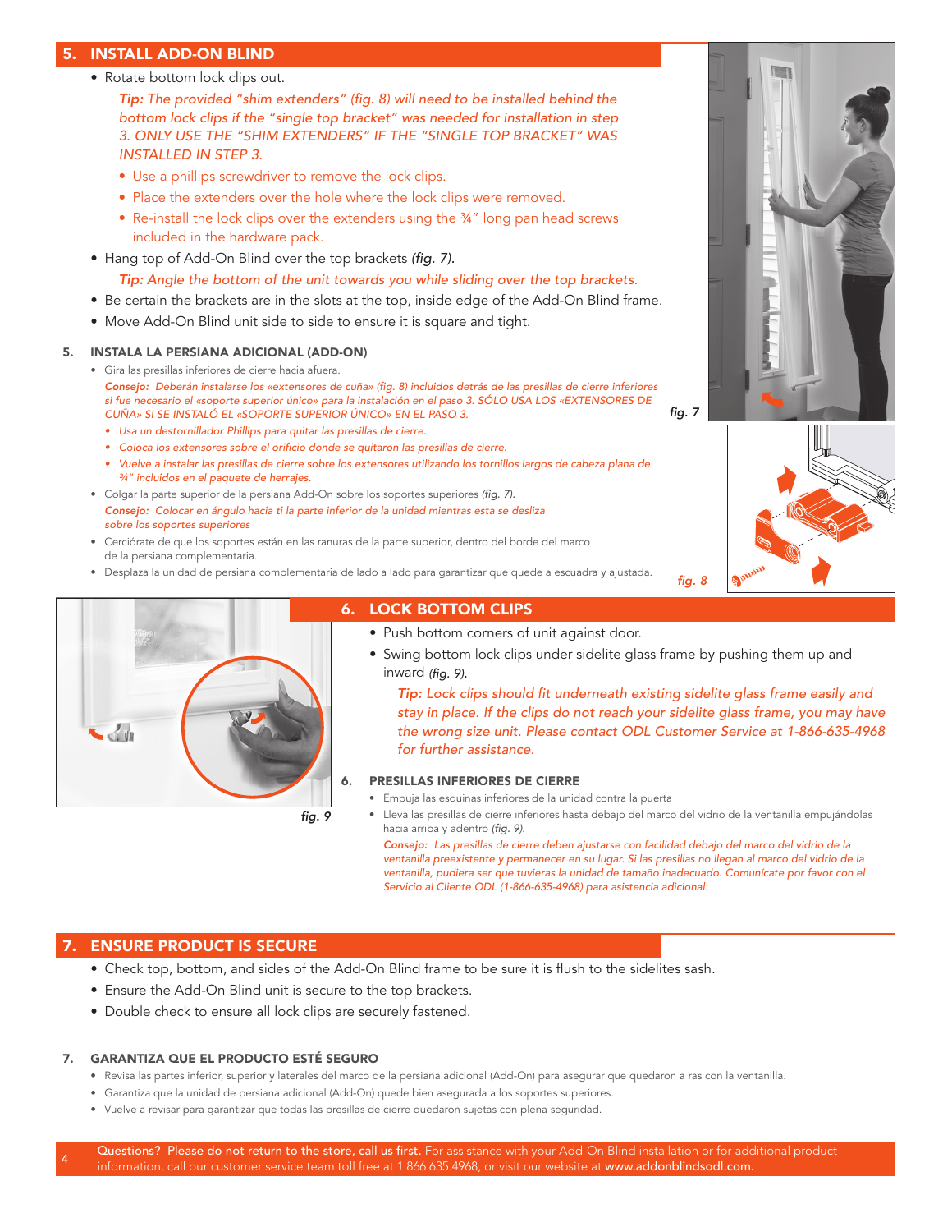## 5. INSTALL ADD-ON BLIND

- Rotate bottom lock clips out.

  *Tip: The provided "shim extenders" (fig. 8) will need to be installed behind the bottom lock clips if the "single top bracket" was needed for installation in step 3. ONLY USE THE "SHIM EXTENDERS" IF THE "SINGLE TOP BRACKET" WAS INSTALLED IN STEP 3.*

  - *Use a phillips screwdriver to remove the lock clips.*
  - *Place the extenders over the hole where the lock clips were removed.*
  - *Re-install the lock clips over the extenders using the ¾" long pan head screws included in the hardware pack.*

- Hang top of Add-On Blind over the top brackets *(fig. 7).*

  *Tip: Angle the bottom of the unit towards you while sliding over the top brackets.*

- Be certain the brackets are in the slots at the top, inside edge of the Add-On Blind frame.
- Move Add-On Blind unit side to side to ensure it is square and tight.

### 5. INSTALA LA PERSIANA ADICIONAL (ADD-ON)

- Gira las presillas inferiores de cierre hacia afuera.

  *Consejo: Deberán instalarse los «extensores de cuña» (fig. 8) incluidos detrás de las presillas de cierre inferiores si fue necesario el «soporte superior único» para la instalación en el paso 3. SÓLO USA LOS «EXTENSORES DE CUÑA» SI SE INSTALÓ EL «SOPORTE SUPERIOR ÚNICO» EN EL PASO 3.*

  - *Usa un destornillador Phillips para quitar las presillas de cierre.*
  - *Coloca los extensores sobre el orificio donde se quitaron las presillas de cierre.*
  - *Vuelve a instalar las presillas de cierre sobre los extensores utilizando los tornillos largos de cabeza plana de ¾" incluidos en el paquete de herrajes.*

- Colgar la parte superior de la persiana Add-On sobre los soportes superiores *(fig. 7).*

  *Consejo: Colocar en ángulo hacia ti la parte inferior de la unidad mientras esta se desliza sobre los soportes superiores*

- Cerciórate de que los soportes están en las ranuras de la parte superior, dentro del borde del marco de la persiana complementaria.
- Desplaza la unidad de persiana complementaria de lado a lado para garantizar que quede a escuadra y ajustada.

fig. 7

fig. 8

fig. 9

## 6. LOCK BOTTOM CLIPS

- Push bottom corners of unit against door.
- Swing bottom lock clips under sidelite glass frame by pushing them up and inward *(fig. 9).*

  *Tip: Lock clips should fit underneath existing sidelite glass frame easily and stay in place. If the clips do not reach your sidelite glass frame, you may have the wrong size unit. Please contact ODL Customer Service at 1-866-635-4968 for further assistance.*

### 6. PRESILLAS INFERIORES DE CIERRE

- Empuja las esquinas inferiores de la unidad contra la puerta
- Lleva las presillas de cierre inferiores hasta debajo del marco del vidrio de la ventanilla empujándolas hacia arriba y adentro *(fig. 9).*

  *Consejo: Las presillas de cierre deben ajustarse con facilidad debajo del marco del vidrio de la ventanilla preexistente y permanecer en su lugar. Si las presillas no llegan al marco del vidrio de la ventanilla, pudiera ser que tuvieras la unidad de tamaño inadecuado. Comunícate por favor con el Servicio al Cliente ODL (1-866-635-4968) para asistencia adicional.*

## 7. ENSURE PRODUCT IS SECURE

- Check top, bottom, and sides of the Add-On Blind frame to be sure it is flush to the sidelites sash.
- Ensure the Add-On Blind unit is secure to the top brackets.
- Double check to ensure all lock clips are securely fastened.

### 7. GARANTIZA QUE EL PRODUCTO ESTÉ SEGURO

- Revisa las partes inferior, superior y laterales del marco de la persiana adicional (Add-On) para asegurar que quedaron a ras con la ventanilla.
- Garantiza que la unidad de persiana adicional (Add-On) quede bien asegurada a los soportes superiores.
- Vuelve a revisar para garantizar que todas las presillas de cierre quedaron sujetas con plena seguridad.

**Questions? Please do not return to the store, call us first.** For assistance with your Add-On Blind installation or for additional product information, call our customer service team toll free at 1.866.635.4968, or visit our website at **www.addonblindsodl.com.**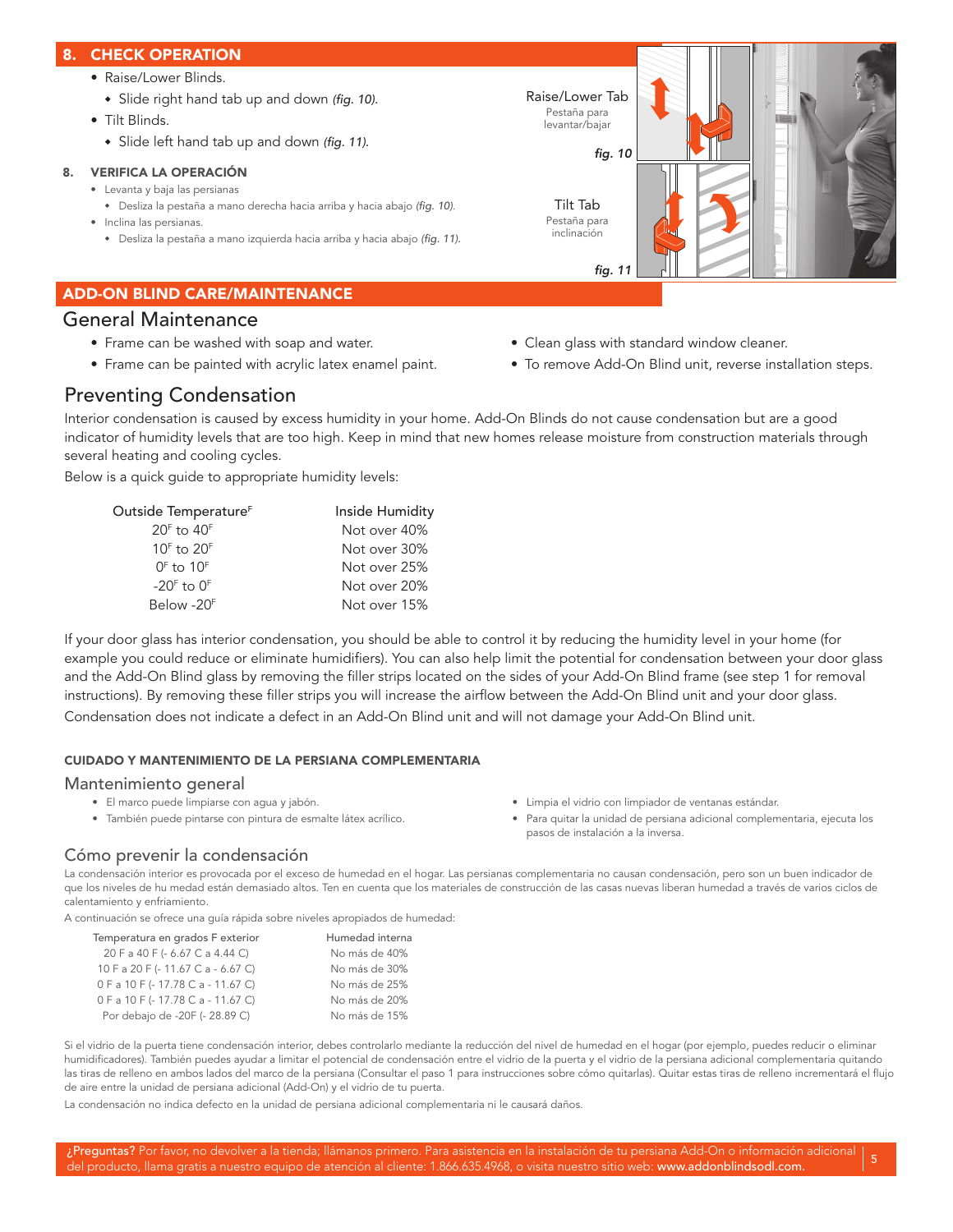## 8. CHECK OPERATION

- Raise/Lower Blinds.
  - Slide right hand tab up and down *(fig. 10)*.
- Tilt Blinds.
  - Slide left hand tab up and down *(fig. 11)*.

## 8. VERIFICA LA OPERACIÓN

- Levanta y baja las persianas
  - Desliza la pestaña a mano derecha hacia arriba y hacia abajo *(fig. 10)*.
- Inclina las persianas.
  - Desliza la pestaña a mano izquierda hacia arriba y hacia abajo *(fig. 11)*.

Raise/Lower Tab
Pestaña para levantar/bajar

*fig. 10*

Tilt Tab
Pestaña para inclinación

*fig. 11*

## ADD-ON BLIND CARE/MAINTENANCE

### General Maintenance

- Frame can be washed with soap and water.
- Frame can be painted with acrylic latex enamel paint.
- Clean glass with standard window cleaner.
- To remove Add-On Blind unit, reverse installation steps.

### Preventing Condensation

Interior condensation is caused by excess humidity in your home. Add-On Blinds do not cause condensation but are a good indicator of humidity levels that are too high. Keep in mind that new homes release moisture from construction materials through several heating and cooling cycles.

Below is a quick guide to appropriate humidity levels:

| Outside Temperature^F | Inside Humidity |
|---|---|
| 20^F to 40^F | Not over 40% |
| 10^F to 20^F | Not over 30% |
| 0^F to 10^F | Not over 25% |
| -20^F to 0^F | Not over 20% |
| Below -20^F | Not over 15% |

If your door glass has interior condensation, you should be able to control it by reducing the humidity level in your home (for example you could reduce or eliminate humidifiers). You can also help limit the potential for condensation between your door glass and the Add-On Blind glass by removing the filler strips located on the sides of your Add-On Blind frame (see step 1 for removal instructions). By removing these filler strips you will increase the airflow between the Add-On Blind unit and your door glass.

Condensation does not indicate a defect in an Add-On Blind unit and will not damage your Add-On Blind unit.

## CUIDADO Y MANTENIMIENTO DE LA PERSIANA COMPLEMENTARIA

### Mantenimiento general

- El marco puede limpiarse con agua y jabón.
- También puede pintarse con pintura de esmalte látex acrílico.
- Limpia el vidrio con limpiador de ventanas estándar.
- Para quitar la unidad de persiana adicional complementaria, ejecuta los pasos de instalación a la inversa.

### Cómo prevenir la condensación

La condensación interior es provocada por el exceso de humedad en el hogar. Las persianas complementaria no causan condensación, pero son un buen indicador de que los niveles de hu medad están demasiado altos. Ten en cuenta que los materiales de construcción de las casas nuevas liberan humedad a través de varios ciclos de calentamiento y enfriamiento.

A continuación se ofrece una guía rápida sobre niveles apropiados de humedad:

| Temperatura en grados F exterior | Humedad interna |
|---|---|
| 20 F a 40 F (- 6.67 C a 4.44 C) | No más de 40% |
| 10 F a 20 F (- 11.67 C a - 6.67 C) | No más de 30% |
| 0 F a 10 F (- 17.78 C a - 11.67 C) | No más de 25% |
| 0 F a 10 F (- 17.78 C a - 11.67 C) | No más de 20% |
| Por debajo de -20F (- 28.89 C) | No más de 15% |

Si el vidrio de la puerta tiene condensación interior, debes controlarlo mediante la reducción del nivel de humedad en el hogar (por ejemplo, puedes reducir o eliminar humidificadores). También puedes ayudar a limitar el potencial de condensación entre el vidrio de la puerta y el vidrio de la persiana adicional complementaria quitando las tiras de relleno en ambos lados del marco de la persiana (Consultar el paso 1 para instrucciones sobre cómo quitarlas). Quitar estas tiras de relleno incrementará el flujo de aire entre la unidad de persiana adicional (Add-On) y el vidrio de tu puerta.

La condensación no indica defecto en la unidad de persiana adicional complementaria ni le causará daños.

**¿Preguntas?** Por favor, no devolver a la tienda; llámanos primero. Para asistencia en la instalación de tu persiana Add-On o información adicional del producto, llama gratis a nuestro equipo de atención al cliente: 1.866.635.4968, o visita nuestro sitio web: **www.addonblindsodl.com.**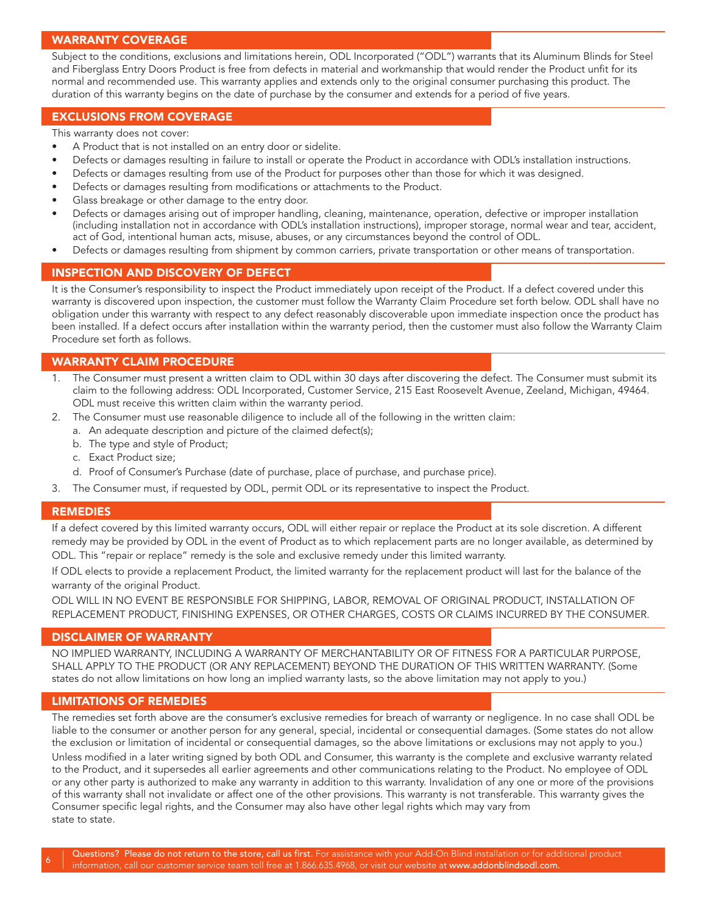## WARRANTY COVERAGE

Subject to the conditions, exclusions and limitations herein, ODL Incorporated ("ODL") warrants that its Aluminum Blinds for Steel and Fiberglass Entry Doors Product is free from defects in material and workmanship that would render the Product unfit for its normal and recommended use. This warranty applies and extends only to the original consumer purchasing this product. The duration of this warranty begins on the date of purchase by the consumer and extends for a period of five years.

## EXCLUSIONS FROM COVERAGE

This warranty does not cover:

- A Product that is not installed on an entry door or sidelite.
- Defects or damages resulting in failure to install or operate the Product in accordance with ODL's installation instructions.
- Defects or damages resulting from use of the Product for purposes other than those for which it was designed.
- Defects or damages resulting from modifications or attachments to the Product.
- Glass breakage or other damage to the entry door.
- Defects or damages arising out of improper handling, cleaning, maintenance, operation, defective or improper installation (including installation not in accordance with ODL's installation instructions), improper storage, normal wear and tear, accident, act of God, intentional human acts, misuse, abuses, or any circumstances beyond the control of ODL.
- Defects or damages resulting from shipment by common carriers, private transportation or other means of transportation.

## INSPECTION AND DISCOVERY OF DEFECT

It is the Consumer's responsibility to inspect the Product immediately upon receipt of the Product. If a defect covered under this warranty is discovered upon inspection, the customer must follow the Warranty Claim Procedure set forth below. ODL shall have no obligation under this warranty with respect to any defect reasonably discoverable upon immediate inspection once the product has been installed. If a defect occurs after installation within the warranty period, then the customer must also follow the Warranty Claim Procedure set forth as follows.

## WARRANTY CLAIM PROCEDURE

1. The Consumer must present a written claim to ODL within 30 days after discovering the defect. The Consumer must submit its claim to the following address: ODL Incorporated, Customer Service, 215 East Roosevelt Avenue, Zeeland, Michigan, 49464. ODL must receive this written claim within the warranty period.
2. The Consumer must use reasonable diligence to include all of the following in the written claim:
   a. An adequate description and picture of the claimed defect(s);
   b. The type and style of Product;
   c. Exact Product size;
   d. Proof of Consumer's Purchase (date of purchase, place of purchase, and purchase price).
3. The Consumer must, if requested by ODL, permit ODL or its representative to inspect the Product.

## REMEDIES

If a defect covered by this limited warranty occurs, ODL will either repair or replace the Product at its sole discretion. A different remedy may be provided by ODL in the event of Product as to which replacement parts are no longer available, as determined by ODL. This "repair or replace" remedy is the sole and exclusive remedy under this limited warranty.

If ODL elects to provide a replacement Product, the limited warranty for the replacement product will last for the balance of the warranty of the original Product.

ODL WILL IN NO EVENT BE RESPONSIBLE FOR SHIPPING, LABOR, REMOVAL OF ORIGINAL PRODUCT, INSTALLATION OF REPLACEMENT PRODUCT, FINISHING EXPENSES, OR OTHER CHARGES, COSTS OR CLAIMS INCURRED BY THE CONSUMER.

## DISCLAIMER OF WARRANTY

NO IMPLIED WARRANTY, INCLUDING A WARRANTY OF MERCHANTABILITY OR OF FITNESS FOR A PARTICULAR PURPOSE, SHALL APPLY TO THE PRODUCT (OR ANY REPLACEMENT) BEYOND THE DURATION OF THIS WRITTEN WARRANTY. (Some states do not allow limitations on how long an implied warranty lasts, so the above limitation may not apply to you.)

## LIMITATIONS OF REMEDIES

The remedies set forth above are the consumer's exclusive remedies for breach of warranty or negligence. In no case shall ODL be liable to the consumer or another person for any general, special, incidental or consequential damages. (Some states do not allow the exclusion or limitation of incidental or consequential damages, so the above limitations or exclusions may not apply to you.)

Unless modified in a later writing signed by both ODL and Consumer, this warranty is the complete and exclusive warranty related to the Product, and it supersedes all earlier agreements and other communications relating to the Product. No employee of ODL or any other party is authorized to make any warranty in addition to this warranty. Invalidation of any one or more of the provisions of this warranty shall not invalidate or affect one of the other provisions. This warranty is not transferable. This warranty gives the Consumer specific legal rights, and the Consumer may also have other legal rights which may vary from state to state.

**Questions? Please do not return to the store, call us first.** For assistance with your Add-On Blind installation or for additional product information, call our customer service team toll free at 1.866.635.4968, or visit our website at **www.addonblindsodl.com.**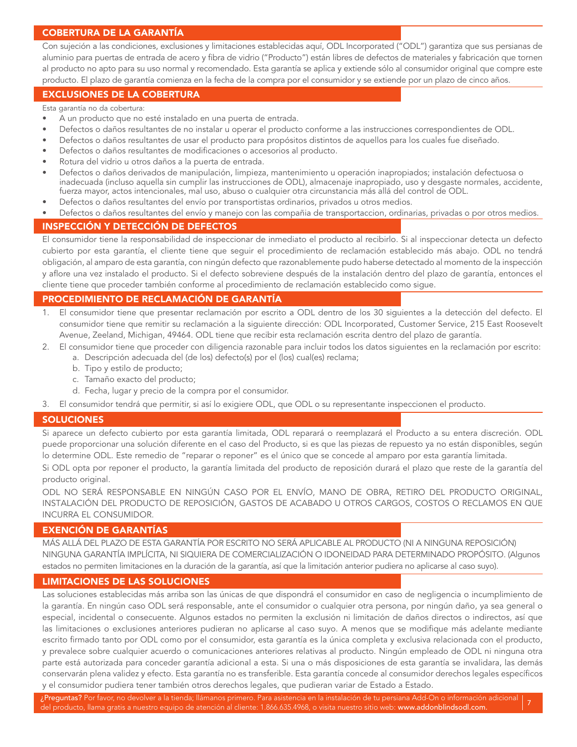## COBERTURA DE LA GARANTÍA

Con sujeción a las condiciones, exclusiones y limitaciones establecidas aquí, ODL Incorporated ("ODL") garantiza que sus persianas de aluminio para puertas de entrada de acero y fibra de vidrio ("Producto") están libres de defectos de materiales y fabricación que tornen al producto no apto para su uso normal y recomendado. Esta garantía se aplica y extiende sólo al consumidor original que compre este producto. El plazo de garantía comienza en la fecha de la compra por el consumidor y se extiende por un plazo de cinco años.

## EXCLUSIONES DE LA COBERTURA

Esta garantía no da cobertura:

- A un producto que no esté instalado en una puerta de entrada.
- Defectos o daños resultantes de no instalar u operar el producto conforme a las instrucciones correspondientes de ODL.
- Defectos o daños resultantes de usar el producto para propósitos distintos de aquellos para los cuales fue diseñado.
- Defectos o daños resultantes de modificaciones o accesorios al producto.
- Rotura del vidrio u otros daños a la puerta de entrada.
- Defectos o daños derivados de manipulación, limpieza, mantenimiento u operación inapropiados; instalación defectuosa o inadecuada (incluso aquella sin cumplir las instrucciones de ODL), almacenaje inapropiado, uso y desgaste normales, accidente, fuerza mayor, actos intencionales, mal uso, abuso o cualquier otra circunstancia más allá del control de ODL.
- Defectos o daños resultantes del envío por transportistas ordinarios, privados u otros medios.
- Defectos o daños resultantes del envío y manejo con las compañía de transportaccion, ordinarias, privadas o por otros medios.

## INSPECCIÓN Y DETECCIÓN DE DEFECTOS

El consumidor tiene la responsabilidad de inspeccionar de inmediato el producto al recibirlo. Si al inspeccionar detecta un defecto cubierto por esta garantía, el cliente tiene que seguir el procedimiento de reclamación establecido más abajo. ODL no tendrá obligación, al amparo de esta garantía, con ningún defecto que razonablemente pudo haberse detectado al momento de la inspección y aflore una vez instalado el producto. Si el defecto sobreviene después de la instalación dentro del plazo de garantía, entonces el cliente tiene que proceder también conforme al procedimiento de reclamación establecido como sigue.

## PROCEDIMIENTO DE RECLAMACIÓN DE GARANTÍA

1. El consumidor tiene que presentar reclamación por escrito a ODL dentro de los 30 siguientes a la detección del defecto. El consumidor tiene que remitir su reclamación a la siguiente dirección: ODL Incorporated, Customer Service, 215 East Roosevelt Avenue, Zeeland, Michigan, 49464. ODL tiene que recibir esta reclamación escrita dentro del plazo de garantía.
2. El consumidor tiene que proceder con diligencia razonable para incluir todos los datos siguientes en la reclamación por escrito:
   a. Descripción adecuada del (de los) defecto(s) por el (los) cual(es) reclama;
   b. Tipo y estilo de producto;
   c. Tamaño exacto del producto;
   d. Fecha, lugar y precio de la compra por el consumidor.
3. El consumidor tendrá que permitir, si así lo exigiere ODL, que ODL o su representante inspeccionen el producto.

## SOLUCIONES

Si aparece un defecto cubierto por esta garantía limitada, ODL reparará o reemplazará el Producto a su entera discreción. ODL puede proporcionar una solución diferente en el caso del Producto, si es que las piezas de repuesto ya no están disponibles, según lo determine ODL. Este remedio de "reparar o reponer" es el único que se concede al amparo por esta garantía limitada.

Si ODL opta por reponer el producto, la garantía limitada del producto de reposición durará el plazo que reste de la garantía del producto original.

ODL NO SERÁ RESPONSABLE EN NINGÚN CASO POR EL ENVÍO, MANO DE OBRA, RETIRO DEL PRODUCTO ORIGINAL, INSTALACIÓN DEL PRODUCTO DE REPOSICIÓN, GASTOS DE ACABADO U OTROS CARGOS, COSTOS O RECLAMOS EN QUE INCURRA EL CONSUMIDOR.

## EXENCIÓN DE GARANTÍAS

MÁS ALLÁ DEL PLAZO DE ESTA GARANTÍA POR ESCRITO NO SERÁ APLICABLE AL PRODUCTO (NI A NINGUNA REPOSICIÓN) NINGUNA GARANTÍA IMPLÍCITA, NI SIQUIERA DE COMERCIALIZACIÓN O IDONEIDAD PARA DETERMINADO PROPÓSITO. (Algunos estados no permiten limitaciones en la duración de la garantía, así que la limitación anterior pudiera no aplicarse al caso suyo).

## LIMITACIONES DE LAS SOLUCIONES

Las soluciones establecidas más arriba son las únicas de que dispondrá el consumidor en caso de negligencia o incumplimiento de la garantía. En ningún caso ODL será responsable, ante el consumidor o cualquier otra persona, por ningún daño, ya sea general o especial, incidental o consecuente. Algunos estados no permiten la exclusión ni limitación de daños directos o indirectos, así que las limitaciones o exclusiones anteriores pudieran no aplicarse al caso suyo. A menos que se modifique más adelante mediante escrito firmado tanto por ODL como por el consumidor, esta garantía es la única completa y exclusiva relacionada con el producto, y prevalece sobre cualquier acuerdo o comunicaciones anteriores relativas al producto. Ningún empleado de ODL ni ninguna otra parte está autorizada para conceder garantía adicional a esta. Si una o más disposiciones de esta garantía se invalidara, las demás conservarán plena validez y efecto. Esta garantía no es transferible. Esta garantía concede al consumidor derechos legales específicos y el consumidor pudiera tener también otros derechos legales, que pudieran variar de Estado a Estado.

**¿Preguntas?** Por favor, no devolver a la tienda; llámanos primero. Para asistencia en la instalación de tu persiana Add-On o información adicional del producto, llama gratis a nuestro equipo de atención al cliente: 1.866.635.4968, o visita nuestro sitio web: **www.addonblindsodl.com.**